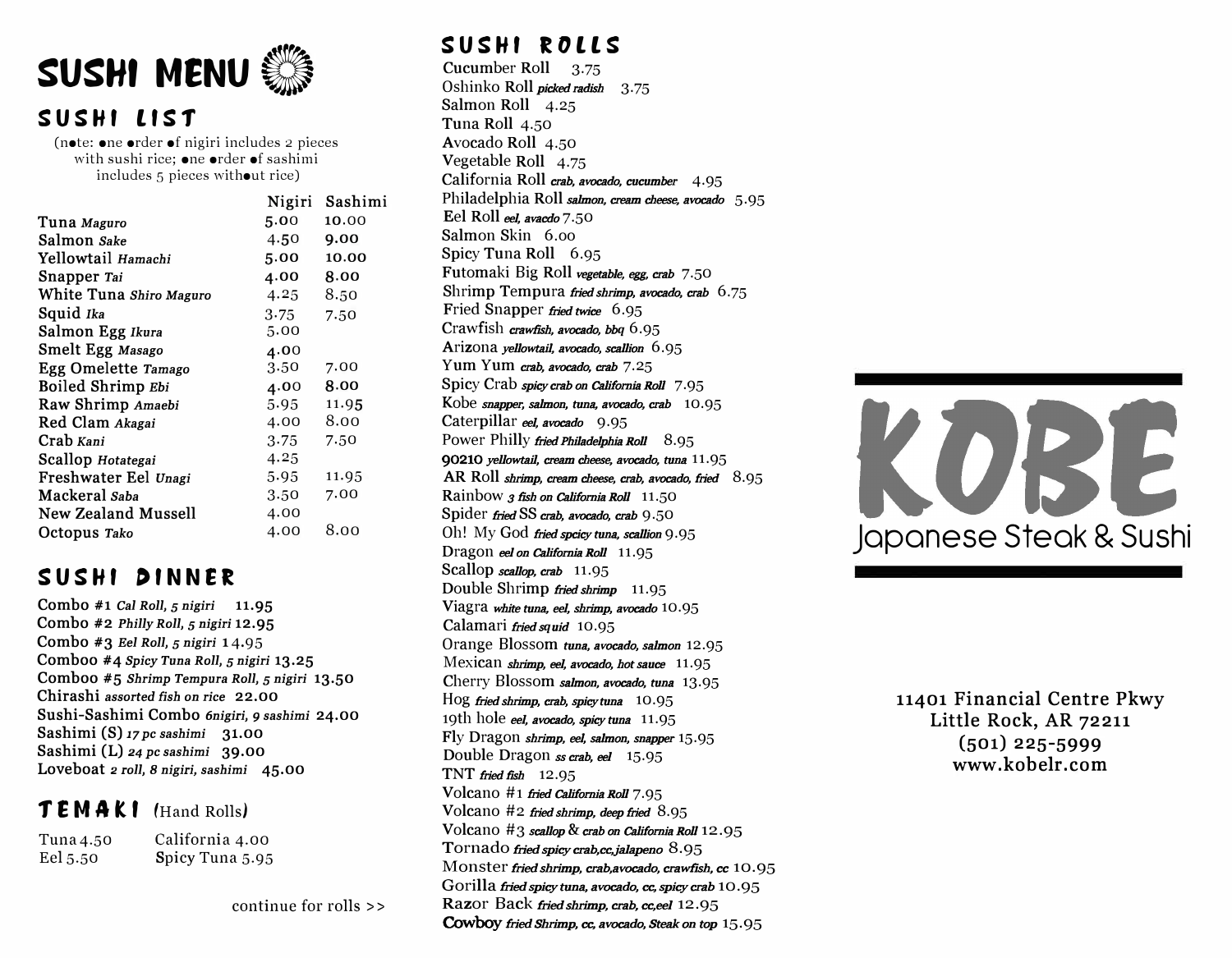# SUSHI MENU

## SUSHI LIST

(note: one order of nigiri includes 2 pieces with sushi rice; one order of sashimi includes 5 pieces without rice)

| | Nigiri | Sashimi |
|---|---|---|
| Tuna *Maguro* | 5.00 | 10.00 |
| Salmon *Sake* | 4.50 | 9.00 |
| Yellowtail *Hamachi* | 5.00 | 10.00 |
| Snapper *Tai* | 4.00 | 8.00 |
| White Tuna *Shiro Maguro* | 4.25 | 8.50 |
| Squid *Ika* | 3.75 | 7.50 |
| Salmon Egg *Ikura* | 5.00 | |
| Smelt Egg *Masago* | 4.00 | |
| Egg Omelette *Tamago* | 3.50 | 7.00 |
| Boiled Shrimp *Ebi* | 4.00 | 8.00 |
| Raw Shrimp *Amaebi* | 5.95 | 11.95 |
| Red Clam *Akagai* | 4.00 | 8.00 |
| Crab *Kani* | 3.75 | 7.50 |
| Scallop *Hotategai* | 4.25 | |
| Freshwater Eel *Unagi* | 5.95 | 11.95 |
| Mackeral *Saba* | 3.50 | 7.00 |
| New Zealand Mussell | 4.00 | |
| Octopus *Tako* | 4.00 | 8.00 |

## SUSHI DINNER

Combo #1 *Cal Roll, 5 nigiri* 11.95
Combo #2 *Philly Roll, 5 nigiri* 12.95
Combo #3 *Eel Roll, 5 nigiri* 14.95
Comboo #4 *Spicy Tuna Roll, 5 nigiri* 13.25
Comboo #5 *Shrimp Tempura Roll, 5 nigiri* 13.50
Chirashi *assorted fish on rice* 22.00
Sushi-Sashimi Combo *6nigiri, 9 sashimi* 24.00
Sashimi (S) *17 pc sashimi* 31.00
Sashimi (L) *24 pc sashimi* 39.00
Loveboat *2 roll, 8 nigiri, sashimi* 45.00

## TEMAKI (Hand Rolls)

| | |
|---|---|
| Tuna 4.50 | California 4.00 |
| Eel 5.50 | Spicy Tuna 5.95 |

continue for rolls >>

## SUSHI ROLLS

Cucumber Roll 3.75
Oshinko Roll *picked radish* 3.75
Salmon Roll 4.25
Tuna Roll 4.50
Avocado Roll 4.50
Vegetable Roll 4.75
California Roll *crab, avocado, cucumber* 4.95
Philadelphia Roll *salmon, cream cheese, avocado* 5.95
Eel Roll *eel, avacdo* 7.50
Salmon Skin 6.00
Spicy Tuna Roll 6.95
Futomaki Big Roll *vegetable, egg, crab* 7.50
Shrimp Tempura *fried shrimp, avocado, crab* 6.75
Fried Snapper *fried twice* 6.95
Crawfish *crawfish, avocado, bbq* 6.95
Arizona *yellowtail, avocado, scallion* 6.95
Yum Yum *crab, avocado, crab* 7.25
Spicy Crab *spicy crab on California Roll* 7.95
Kobe *snapper, salmon, tuna, avocado, crab* 10.95
Caterpillar *eel, avocado* 9.95
Power Philly *fried Philadelphia Roll* 8.95
90210 *yellowtail, cream cheese, avocado, tuna* 11.95
AR Roll *shrimp, cream cheese, crab, avocado, fried* 8.95
Rainbow *3 fish on California Roll* 11.50
Spider *fried SS crab, avocado, crab* 9.50
Oh! My God *fried spcicy tuna, scallion* 9.95
Dragon *eel on California Roll* 11.95
Scallop *scallop, crab* 11.95
Double Shrimp *fried shrimp* 11.95
Viagra *white tuna, eel, shrimp, avocado* 10.95
Calamari *fried squid* 10.95
Orange Blossom *tuna, avocado, salmon* 12.95
Mexican *shrimp, eel, avocado, hot sauce* 11.95
Cherry Blossom *salmon, avocado, tuna* 13.95
Hog *fried shrimp, crab, spicy tuna* 10.95
19th hole *eel, avocado, spicy tuna* 11.95
Fly Dragon *shrimp, eel, salmon, snapper* 15.95
Double Dragon *ss crab, eel* 15.95
TNT *fried fish* 12.95
Volcano #1 *fried California Roll* 7.95
Volcano #2 *fried shrimp, deep fried* 8.95
Volcano #3 *scallop & crab on California Roll* 12.95
Tornado *fried spicy crab,cc,jalapeno* 8.95
Monster *fried shrimp, crab,avocado, crawfish, cc* 10.95
Gorilla *fried spicy tuna, avocado, cc, spicy crab* 10.95
Razor Back *fried shrimp, crab, cc,eel* 12.95
Cowboy *fried Shrimp, cc, avocado, Steak on top* 15.95

# KOBE

Japanese Steak & Sushi

11401 Financial Centre Pkwy
Little Rock, AR 72211
(501) 225-5999
www.kobelr.com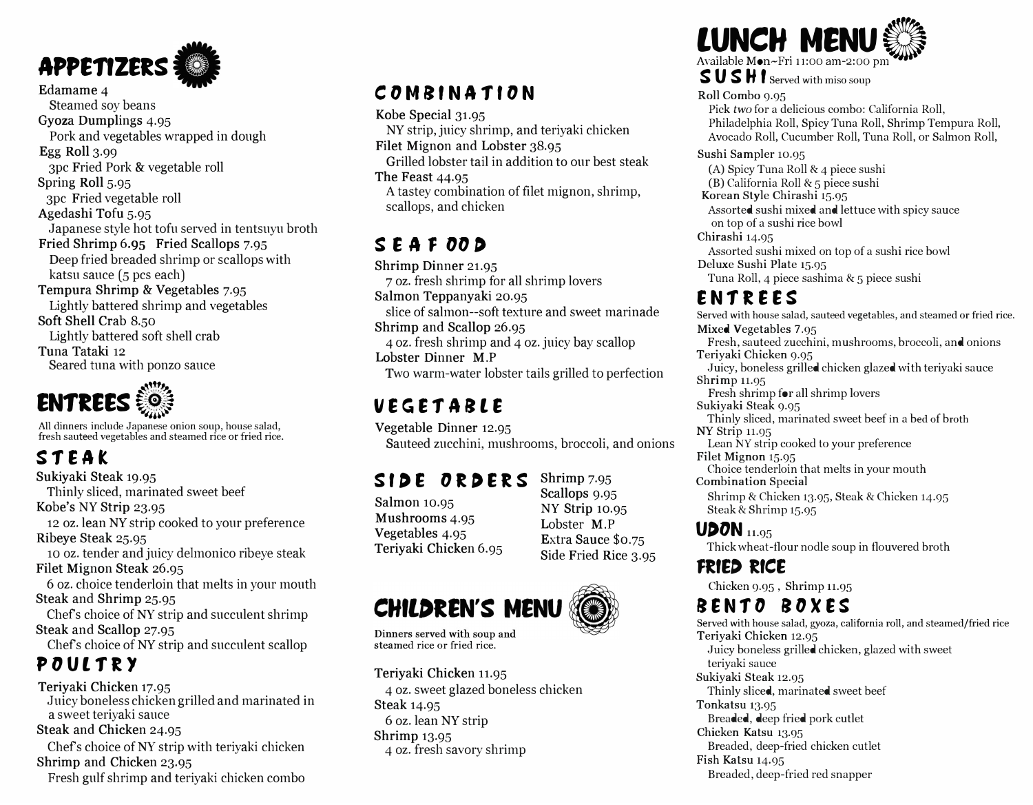# APPETIZERS

**Edamame** 4
Steamed soy beans

**Gyoza Dumplings** 4.95
Pork and vegetables wrapped in dough

**Egg Roll** 3.99
3pc Fried Pork & vegetable roll

**Spring Roll** 5.95
3pc Fried vegetable roll

**Agedashi Tofu** 5.95
Japanese style hot tofu served in tentsuyu broth

**Fried Shrimp** 6.95 **Fried Scallops** 7.95
Deep fried breaded shrimp or scallops with katsu sauce (5 pcs each)

**Tempura Shrimp & Vegetables** 7.95
Lightly battered shrimp and vegetables

**Soft Shell Crab** 8.50
Lightly battered soft shell crab

**Tuna Tataki** 12
Seared tuna with ponzo sauce

# ENTREES

All dinners include Japanese onion soup, house salad, fresh sauteed vegetables and steamed rice or fried rice.

## STEAK

**Sukiyaki Steak** 19.95
Thinly sliced, marinated sweet beef

**Kobe's NY Strip** 23.95
12 oz. lean NY strip cooked to your preference

**Ribeye Steak** 25.95
10 oz. tender and juicy delmonico ribeye steak

**Filet Mignon Steak** 26.95
6 oz. choice tenderloin that melts in your mouth

**Steak and Shrimp** 25.95
Chef's choice of NY strip and succulent shrimp

**Steak and Scallop** 27.95
Chef's choice of NY strip and succulent scallop

## POULTRY

**Teriyaki Chicken** 17.95
Juicy boneless chicken grilled and marinated in a sweet teriyaki sauce

**Steak and Chicken** 24.95
Chef's choice of NY strip with teriyaki chicken

**Shrimp and Chicken** 23.95
Fresh gulf shrimp and teriyaki chicken combo

## COMBINATION

**Kobe Special** 31.95
NY strip, juicy shrimp, and teriyaki chicken

**Filet Mignon and Lobster** 38.95
Grilled lobster tail in addition to our best steak

**The Feast** 44.95
A tastey combination of filet mignon, shrimp, scallops, and chicken

## SEAFOOD

**Shrimp Dinner** 21.95
7 oz. fresh shrimp for all shrimp lovers

**Salmon Teppanyaki** 20.95
slice of salmon--soft texture and sweet marinade

**Shrimp and Scallop** 26.95
4 oz. fresh shrimp and 4 oz. juicy bay scallop

**Lobster Dinner** M.P
Two warm-water lobster tails grilled to perfection

## VEGETABLE

**Vegetable Dinner** 12.95
Sauteed zucchini, mushrooms, broccoli, and onions

## SIDE ORDERS

- Salmon 10.95
- Mushrooms 4.95
- Vegetables 4.95
- Teriyaki Chicken 6.95
- Shrimp 7.95
- Scallops 9.95
- NY Strip 10.95
- Lobster M.P
- Extra Sauce $0.75
- Side Fried Rice 3.95

# CHILDREN'S MENU

Dinners served with soup and steamed rice or fried rice.

**Teriyaki Chicken** 11.95
4 oz. sweet glazed boneless chicken

**Steak** 14.95
6 oz. lean NY strip

**Shrimp** 13.95
4 oz. fresh savory shrimp

# LUNCH MENU

Available Mon~Fri 11:00 am-2:00 pm

## SUSHI

Served with miso soup

**Roll Combo** 9.95
Pick *two* for a delicious combo: California Roll, Philadelphia Roll, Spicy Tuna Roll, Shrimp Tempura Roll, Avocado Roll, Cucumber Roll, Tuna Roll, or Salmon Roll,

**Sushi Sampler** 10.95
(A) Spicy Tuna Roll & 4 piece sushi
(B) California Roll & 5 piece sushi

**Korean Style Chirashi** 15.95
Assorted sushi mixed and lettuce with spicy sauce on top of a sushi rice bowl

**Chirashi** 14.95
Assorted sushi mixed on top of a sushi rice bowl

**Deluxe Sushi Plate** 15.95
Tuna Roll, 4 piece sashima & 5 piece sushi

## ENTREES

Served with house salad, sauteed vegetables, and steamed or fried rice.

**Mixed Vegetables** 7.95
Fresh, sauteed zucchini, mushrooms, broccoli, and onions

**Teriyaki Chicken** 9.95
Juicy, boneless grilled chicken glazed with teriyaki sauce

**Shrimp** 11.95
Fresh shrimp for all shrimp lovers

**Sukiyaki Steak** 9.95
Thinly sliced, marinated sweet beef in a bed of broth

**NY Strip** 11.95
Lean NY strip cooked to your preference

**Filet Mignon** 15.95
Choice tenderloin that melts in your mouth

**Combination Special**
Shrimp & Chicken 13.95, Steak & Chicken 14.95
Steak & Shrimp 15.95

## UDON 11.95

Thick wheat-flour nodle soup in flouvered broth

## FRIED RICE

Chicken 9.95 , Shrimp 11.95

## BENTO BOXES

Served with house salad, gyoza, california roll, and steamed/fried rice

**Teriyaki Chicken** 12.95
Juicy boneless grilled chicken, glazed with sweet teriyaki sauce

**Sukiyaki Steak** 12.95
Thinly sliced, marinated sweet beef

**Tonkatsu** 13.95
Breaded, deep fried pork cutlet

**Chicken Katsu** 13.95
Breaded, deep-fried chicken cutlet

**Fish Katsu** 14.95
Breaded, deep-fried red snapper